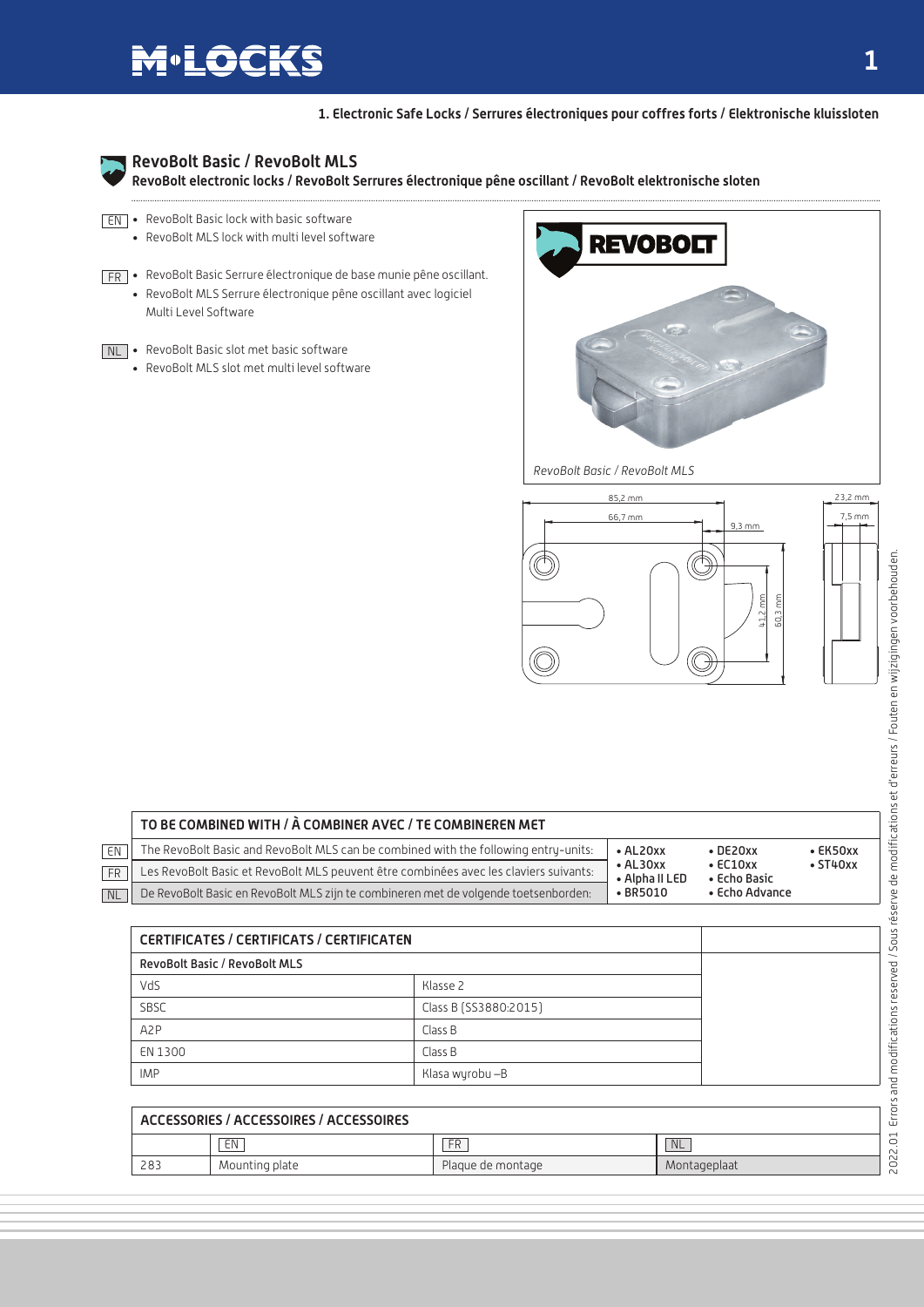## 1. Electronic Safe Locks / Serrures électroniques pour coffres forts / Elektronische kluissloten

### RevoBolt Basic / RevoBolt MLS

**RevoBolt electronic locks / RevoBolt Serrures électronique pêne oscillant / RevoBolt elektronische sloten**

EN
- RevoBolt Basic lock with basic software
- RevoBolt MLS lock with multi level software

FR
- RevoBolt Basic Serrure électronique de base munie pêne oscillant.
- RevoBolt MLS Serrure électronique pêne oscillant avec logiciel Multi Level Software

NL
- RevoBolt Basic slot met basic software
- RevoBolt MLS slot met multi level software

*RevoBolt Basic / RevoBolt MLS*

85,2 mm; 66,7 mm; 9,3 mm; 41,2 mm; 60,3 mm; 23,2 mm; 7,5 mm

| TO BE COMBINED WITH / À COMBINER AVEC / TE COMBINEREN MET | | | | |
|---|---|---|---|---|
| EN | The RevoBolt Basic and RevoBolt MLS can be combined with the following entry-units: | • AL20xx<br>• AL30xx<br>• Alpha II LED<br>• BR5010 | • DE20xx<br>• EC10xx<br>• Echo Basic<br>• Echo Advance | • EK50xx<br>• ST40xx |
| FR | Les RevoBolt Basic et RevoBolt MLS peuvent être combinées avec les claviers suivants: | | | |
| NL | De RevoBolt Basic en RevoBolt MLS zijn te combineren met de volgende toetsenborden: | | | |

| CERTIFICATES / CERTIFICATS / CERTIFICATEN | |
|---|---|
| **RevoBolt Basic / RevoBolt MLS** | |
| VdS | Klasse 2 |
| SBSC | Class B (SS3880:2015) |
| A2P | Class B |
| EN 1300 | Class B |
| IMP | Klasa wyrobu – B |

| ACCESSORIES / ACCESSOIRES / ACCESSOIRES | | | |
|---|---|---|---|
| | EN | FR | NL |
| 283 | Mounting plate | Plaque de montage | Montageplaat |

2022.01 Errors and modifications reserved / Sous réserve de modifications et d'erreurs / Fouten en wijzigingen voorbehouden.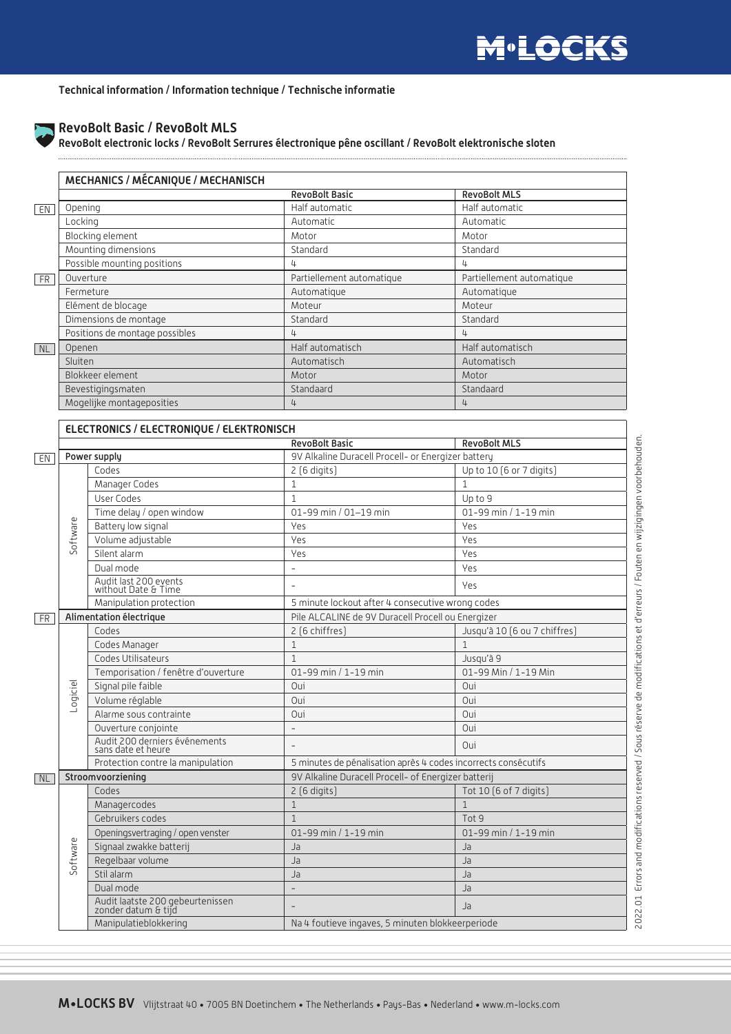**Technical information / Information technique / Technische informatie**

## RevoBolt Basic / RevoBolt MLS

**RevoBolt electronic locks / RevoBolt Serrures électronique pêne oscillant / RevoBolt elektronische sloten**

| | MECHANICS / MÉCANIQUE / MECHANISCH | RevoBolt Basic | RevoBolt MLS |
|---|---|---|---|
| EN | Opening | Half automatic | Half automatic |
| | Locking | Automatic | Automatic |
| | Blocking element | Motor | Motor |
| | Mounting dimensions | Standard | Standard |
| | Possible mounting positions | 4 | 4 |
| FR | Ouverture | Partiellement automatique | Partiellement automatique |
| | Fermeture | Automatique | Automatique |
| | Elément de blocage | Moteur | Moteur |
| | Dimensions de montage | Standard | Standard |
| | Positions de montage possibles | 4 | 4 |
| NL | Openen | Half automatisch | Half automatisch |
| | Sluiten | Automatisch | Automatisch |
| | Blokkeer element | Motor | Motor |
| | Bevestigingsmaten | Standaard | Standaard |
| | Mogelijke montageposities | 4 | 4 |

| | ELECTRONICS / ELECTRONIQUE / ELEKTRONISCH | | RevoBolt Basic | RevoBolt MLS |
|---|---|---|---|---|
| EN | Power supply | | 9V Alkaline Duracell Procell- or Energizer battery | |
| | Software | Codes | 2 (6 digits) | Up to 10 (6 or 7 digits) |
| | | Manager Codes | 1 | 1 |
| | | User Codes | 1 | Up to 9 |
| | | Time delay / open window | 01-99 min / 01–19 min | 01-99 min / 1-19 min |
| | | Battery low signal | Yes | Yes |
| | | Volume adjustable | Yes | Yes |
| | | Silent alarm | Yes | Yes |
| | | Dual mode | - | Yes |
| | | Audit last 200 events without Date & Time | - | Yes |
| | | Manipulation protection | 5 minute lockout after 4 consecutive wrong codes | |
| FR | Alimentation électrique | | Pile ALCALINE de 9V Duracell Procell ou Energizer | |
| | Logiciel | Codes | 2 (6 chiffres) | Jusqu'à 10 (6 ou 7 chiffres) |
| | | Codes Manager | 1 | 1 |
| | | Codes Utilisateurs | 1 | Jusqu'à 9 |
| | | Temporisation / fenêtre d'ouverture | 01-99 min / 1-19 min | 01-99 Min / 1-19 Min |
| | | Signal pile faible | Oui | Oui |
| | | Volume réglable | Oui | Oui |
| | | Alarme sous contrainte | Oui | Oui |
| | | Ouverture conjointe | - | Oui |
| | | Audit 200 derniers événements sans date et heure | - | Oui |
| | | Protection contre la manipulation | 5 minutes de pénalisation après 4 codes incorrects consécutifs | |
| NL | Stroomvoorziening | | 9V Alkaline Duracell Procell- of Energizer batterij | |
| | Software | Codes | 2 (6 digits) | Tot 10 (6 of 7 digits) |
| | | Managercodes | 1 | 1 |
| | | Gebruikers codes | 1 | Tot 9 |
| | | Openingsvertraging / open venster | 01-99 min / 1-19 min | 01-99 min / 1-19 min |
| | | Signaal zwakke batterij | Ja | Ja |
| | | Regelbaar volume | Ja | Ja |
| | | Stil alarm | Ja | Ja |
| | | Dual mode | - | Ja |
| | | Audit laatste 200 gebeurtenissen zonder datum & tijd | - | Ja |
| | | Manipulatieblokkering | Na 4 foutieve ingaves, 5 minuten blokkeerperiode | |

2022.01 Errors and modifications reserved / Sous réserve de modifications et d'erreurs / Fouten en wijzigingen voorbehouden.

**M•LOCKS BV** Vlijtstraat 40 • 7005 BN Doetinchem • The Netherlands • Pays-Bas • Nederland • www.m-locks.com